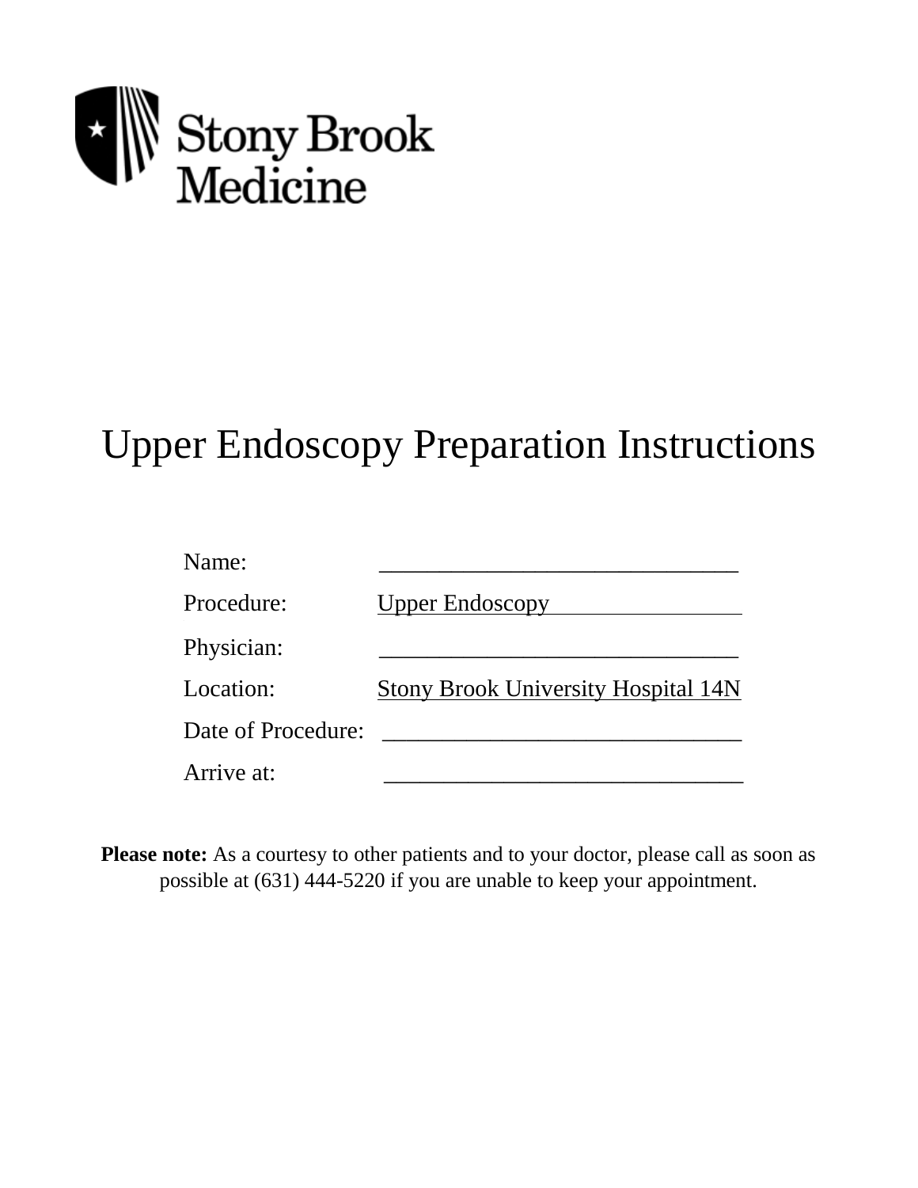Stony Brook Medicine

# Upper Endoscopy Preparation Instructions

Name: ______________________________

Procedure: Upper Endoscopy

Physician: ______________________________

Location: Stony Brook University Hospital 14N

Date of Procedure: ______________________________

Arrive at: ______________________________

**Please note:** As a courtesy to other patients and to your doctor, please call as soon as possible at (631) 444-5220 if you are unable to keep your appointment.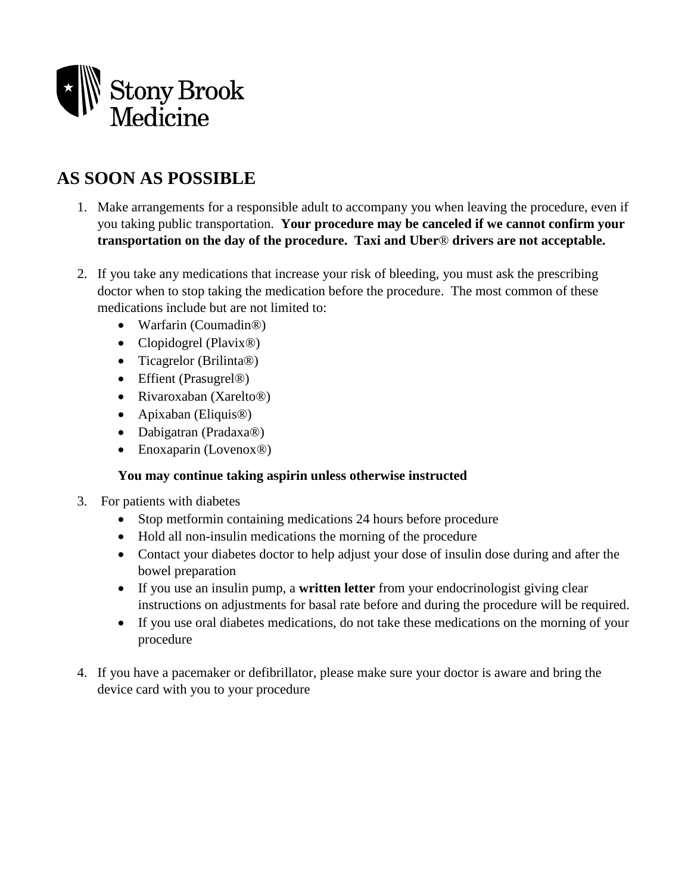Stony Brook Medicine

## AS SOON AS POSSIBLE

1. Make arrangements for a responsible adult to accompany you when leaving the procedure, even if you taking public transportation. **Your procedure may be canceled if we cannot confirm your transportation on the day of the procedure. Taxi and Uber® drivers are not acceptable.**

2. If you take any medications that increase your risk of bleeding, you must ask the prescribing doctor when to stop taking the medication before the procedure. The most common of these medications include but are not limited to:
   - Warfarin (Coumadin®)
   - Clopidogrel (Plavix®)
   - Ticagrelor (Brilinta®)
   - Effient (Prasugrel®)
   - Rivaroxaban (Xarelto®)
   - Apixaban (Eliquis®)
   - Dabigatran (Pradaxa®)
   - Enoxaparin (Lovenox®)

   **You may continue taking aspirin unless otherwise instructed**

3. For patients with diabetes
   - Stop metformin containing medications 24 hours before procedure
   - Hold all non-insulin medications the morning of the procedure
   - Contact your diabetes doctor to help adjust your dose of insulin dose during and after the bowel preparation
   - If you use an insulin pump, a **written letter** from your endocrinologist giving clear instructions on adjustments for basal rate before and during the procedure will be required.
   - If you use oral diabetes medications, do not take these medications on the morning of your procedure

4. If you have a pacemaker or defibrillator, please make sure your doctor is aware and bring the device card with you to your procedure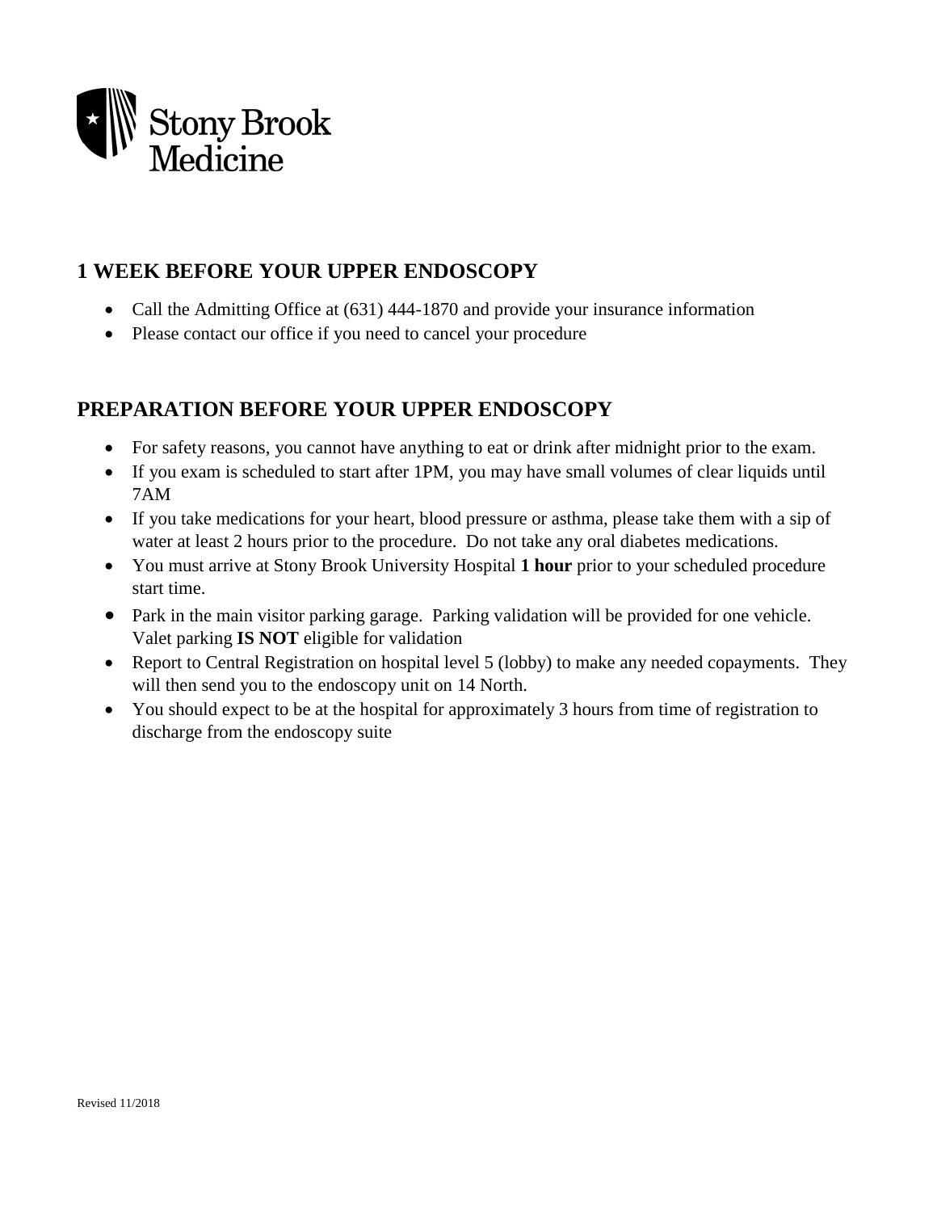Stony Brook Medicine

## 1 WEEK BEFORE YOUR UPPER ENDOSCOPY

- Call the Admitting Office at (631) 444-1870 and provide your insurance information
- Please contact our office if you need to cancel your procedure

## PREPARATION BEFORE YOUR UPPER ENDOSCOPY

- For safety reasons, you cannot have anything to eat or drink after midnight prior to the exam.
- If you exam is scheduled to start after 1PM, you may have small volumes of clear liquids until 7AM
- If you take medications for your heart, blood pressure or asthma, please take them with a sip of water at least 2 hours prior to the procedure. Do not take any oral diabetes medications.
- You must arrive at Stony Brook University Hospital **1 hour** prior to your scheduled procedure start time.
- Park in the main visitor parking garage. Parking validation will be provided for one vehicle. Valet parking **IS NOT** eligible for validation
- Report to Central Registration on hospital level 5 (lobby) to make any needed copayments. They will then send you to the endoscopy unit on 14 North.
- You should expect to be at the hospital for approximately 3 hours from time of registration to discharge from the endoscopy suite

Revised 11/2018